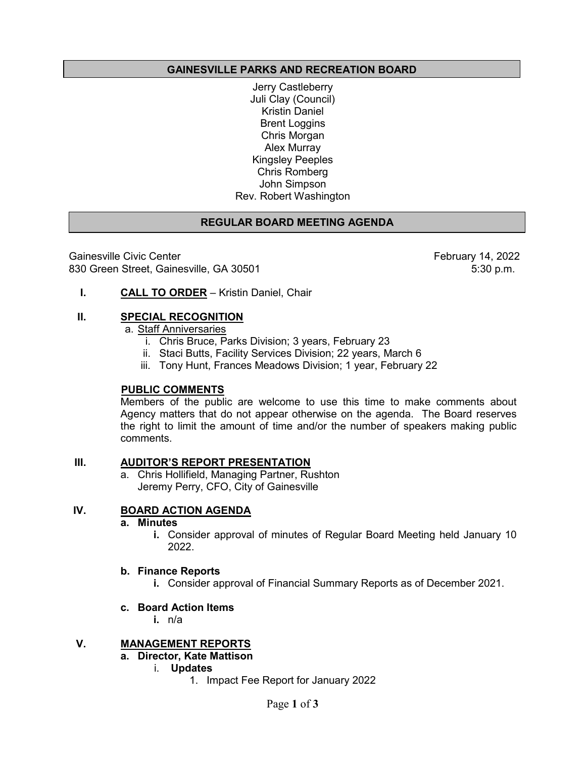## GAINESVILLE PARKS AND RECREATION BOARD

Jerry Castleberry
Juli Clay (Council)
Kristin Daniel
Brent Loggins
Chris Morgan
Alex Murray
Kingsley Peeples
Chris Romberg
John Simpson
Rev. Robert Washington

## REGULAR BOARD MEETING AGENDA

Gainesville Civic Center
830 Green Street, Gainesville, GA 30501

February 14, 2022
5:30 p.m.

**I. CALL TO ORDER** – Kristin Daniel, Chair

**II. SPECIAL RECOGNITION**

a. Staff Anniversaries
   - i. Chris Bruce, Parks Division; 3 years, February 23
   - ii. Staci Butts, Facility Services Division; 22 years, March 6
   - iii. Tony Hunt, Frances Meadows Division; 1 year, February 22

**PUBLIC COMMENTS**

Members of the public are welcome to use this time to make comments about Agency matters that do not appear otherwise on the agenda. The Board reserves the right to limit the amount of time and/or the number of speakers making public comments.

**III. AUDITOR'S REPORT PRESENTATION**

a. Chris Hollifield, Managing Partner, Rushton
   Jeremy Perry, CFO, City of Gainesville

**IV. BOARD ACTION AGENDA**

**a. Minutes**
   - **i.** Consider approval of minutes of Regular Board Meeting held January 10 2022.

**b. Finance Reports**
   - **i.** Consider approval of Financial Summary Reports as of December 2021.

**c. Board Action Items**
   - **i.** n/a

**V. MANAGEMENT REPORTS**

**a. Director, Kate Mattison**
   - i. **Updates**
     1. Impact Fee Report for January 2022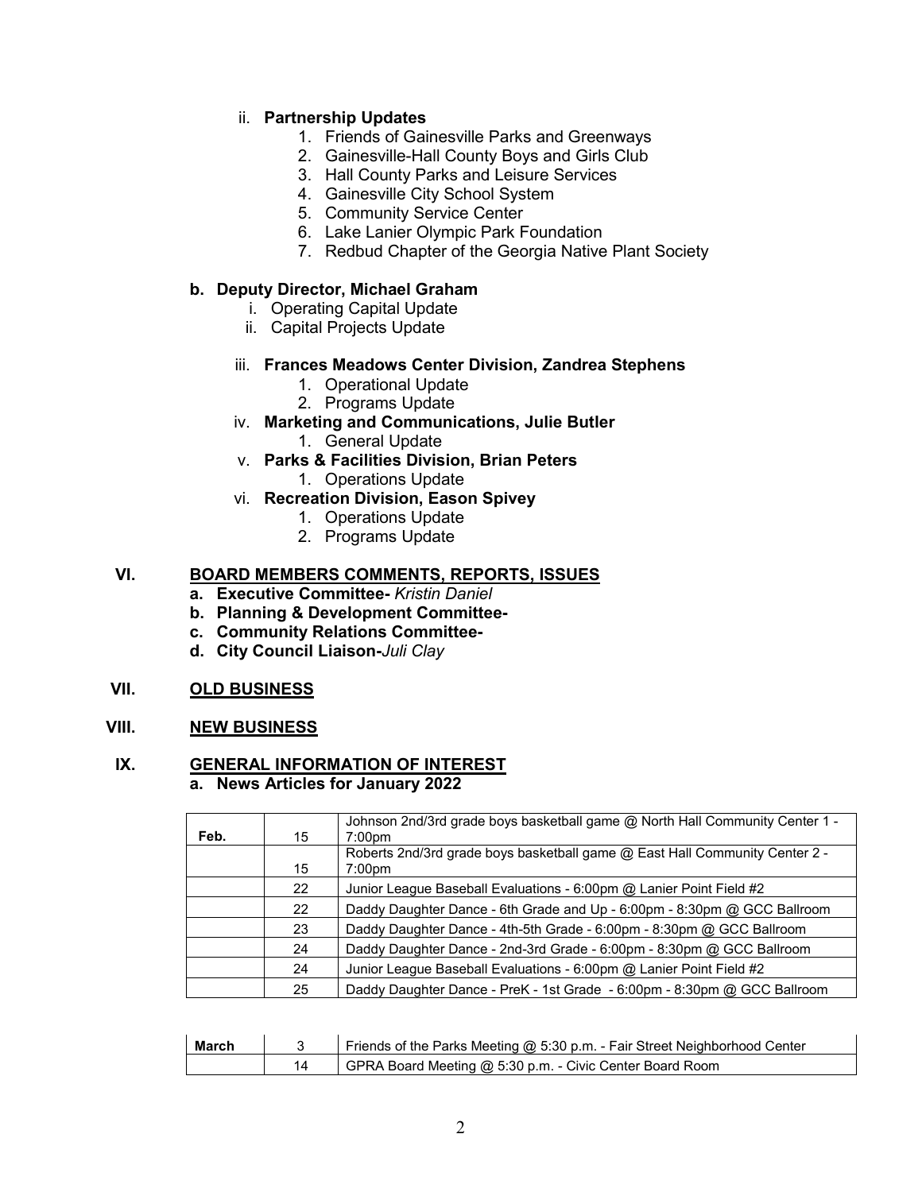ii. **Partnership Updates**
   1. Friends of Gainesville Parks and Greenways
   2. Gainesville-Hall County Boys and Girls Club
   3. Hall County Parks and Leisure Services
   4. Gainesville City School System
   5. Community Service Center
   6. Lake Lanier Olympic Park Foundation
   7. Redbud Chapter of the Georgia Native Plant Society

**b. Deputy Director, Michael Graham**

i. Operating Capital Update

ii. Capital Projects Update

iii. **Frances Meadows Center Division, Zandrea Stephens**
   1. Operational Update
   2. Programs Update

iv. **Marketing and Communications, Julie Butler**
   1. General Update

v. **Parks & Facilities Division, Brian Peters**
   1. Operations Update

vi. **Recreation Division, Eason Spivey**
   1. Operations Update
   2. Programs Update

## VI. BOARD MEMBERS COMMENTS, REPORTS, ISSUES

**a. Executive Committee-** *Kristin Daniel*

**b. Planning & Development Committee-**

**c. Community Relations Committee-**

**d. City Council Liaison-***Juli Clay*

## VII. OLD BUSINESS

## VIII. NEW BUSINESS

## IX. GENERAL INFORMATION OF INTEREST

**a. News Articles for January 2022**

| | | |
|---|---|---|
| **Feb.** | 15 | Johnson 2nd/3rd grade boys basketball game @ North Hall Community Center 1 - 7:00pm |
| | 15 | Roberts 2nd/3rd grade boys basketball game @ East Hall Community Center 2 - 7:00pm |
| | 22 | Junior League Baseball Evaluations - 6:00pm @ Lanier Point Field #2 |
| | 22 | Daddy Daughter Dance - 6th Grade and Up - 6:00pm - 8:30pm @ GCC Ballroom |
| | 23 | Daddy Daughter Dance - 4th-5th Grade - 6:00pm - 8:30pm @ GCC Ballroom |
| | 24 | Daddy Daughter Dance - 2nd-3rd Grade - 6:00pm - 8:30pm @ GCC Ballroom |
| | 24 | Junior League Baseball Evaluations - 6:00pm @ Lanier Point Field #2 |
| | 25 | Daddy Daughter Dance - PreK - 1st Grade - 6:00pm - 8:30pm @ GCC Ballroom |

| | | |
|---|---|---|
| **March** | 3 | Friends of the Parks Meeting @ 5:30 p.m. - Fair Street Neighborhood Center |
| | 14 | GPRA Board Meeting @ 5:30 p.m. - Civic Center Board Room |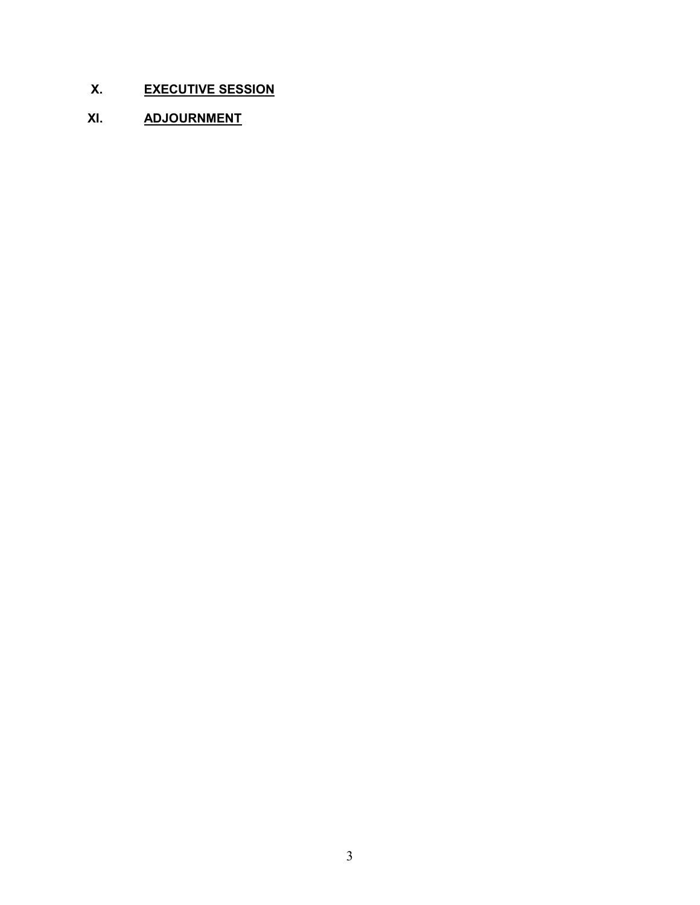## X. **EXECUTIVE SESSION**

## XI. **ADJOURNMENT**